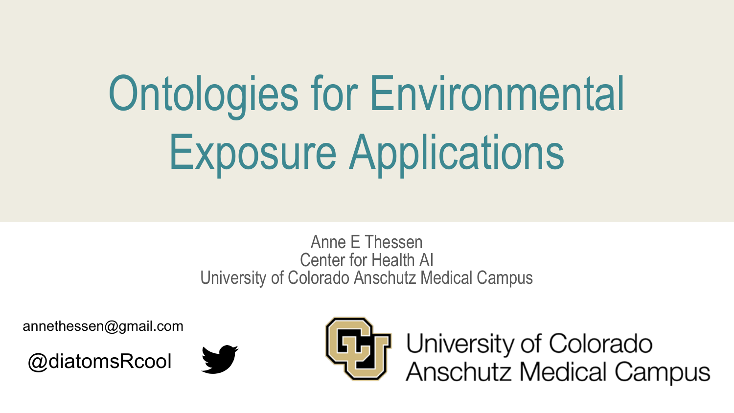# Ontologies for Environmental Exposure Applications

Anne E Thessen
Center for Health AI
University of Colorado Anschutz Medical Campus

annethessen@gmail.com

@diatomsRcool

University of Colorado
Anschutz Medical Campus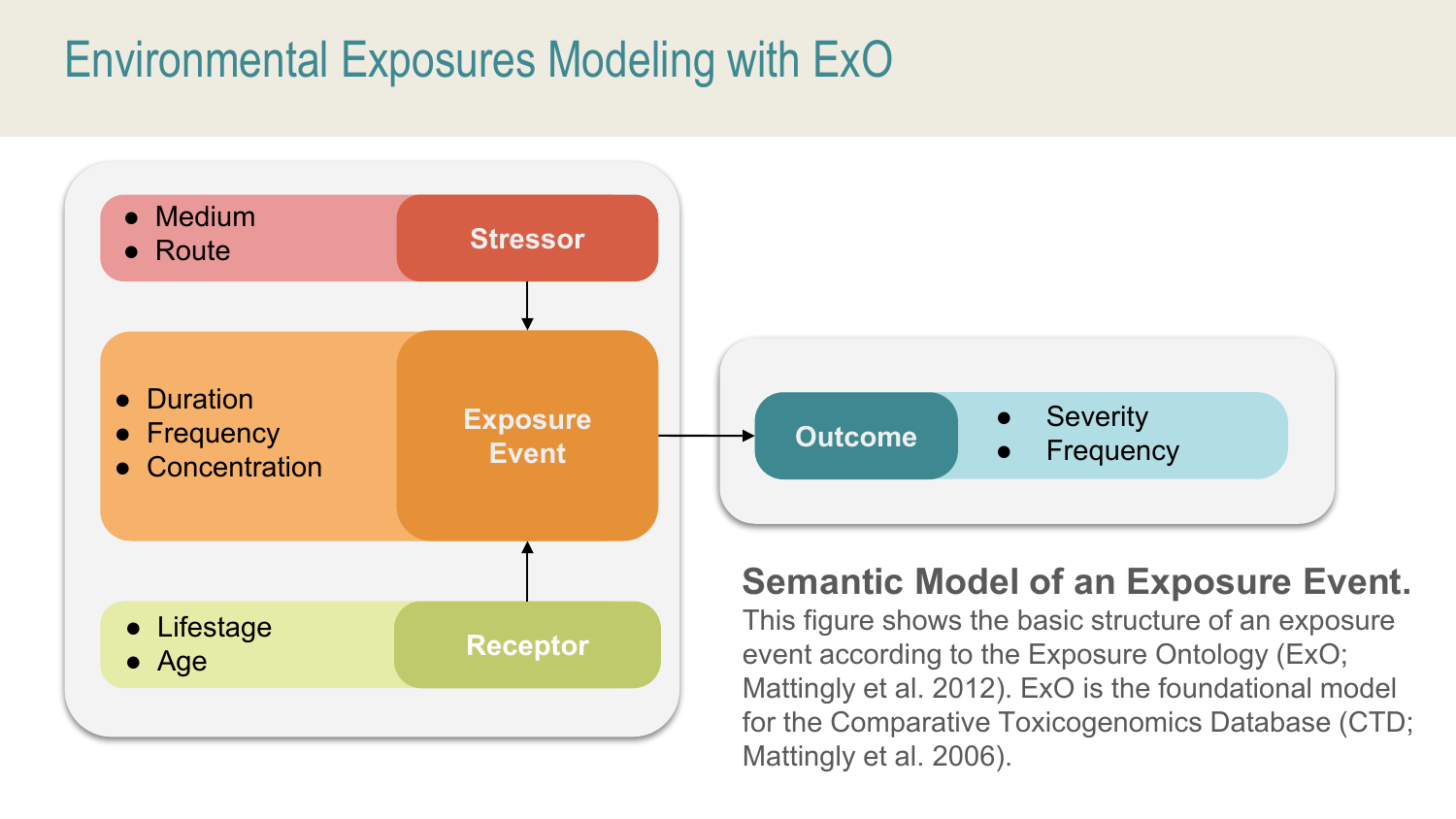# Environmental Exposures Modeling with ExO

- Medium
- Route

**Stressor**

- Duration
- Frequency
- Concentration

**Exposure Event**

- Lifestage
- Age

**Receptor**

**Outcome**

- Severity
- Frequency

**Semantic Model of an Exposure Event.**
This figure shows the basic structure of an exposure event according to the Exposure Ontology (ExO; Mattingly et al. 2012). ExO is the foundational model for the Comparative Toxicogenomics Database (CTD; Mattingly et al. 2006).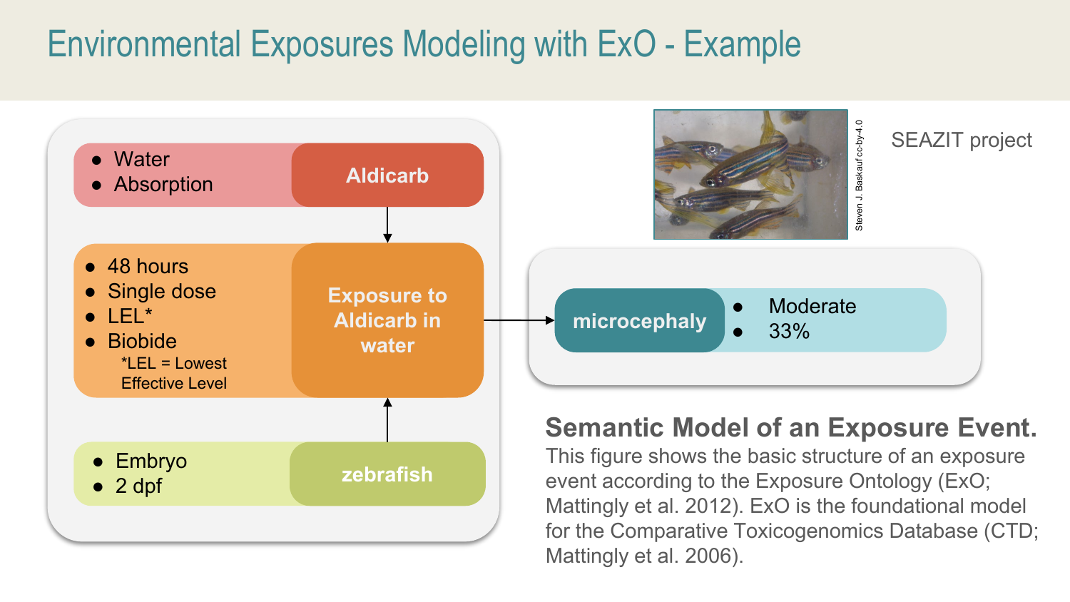# Environmental Exposures Modeling with ExO - Example

- Water
- Absorption

**Aldicarb**

- 48 hours
- Single dose
- LEL*
- Biobide

*LEL = Lowest Effective Level

**Exposure to Aldicarb in water**

- Embryo
- 2 dpf

**zebrafish**

**microcephaly**

- Moderate
- 33%

Steven J. Baskauf cc-by-4.0

SEAZIT project

**Semantic Model of an Exposure Event.**
This figure shows the basic structure of an exposure event according to the Exposure Ontology (ExO; Mattingly et al. 2012). ExO is the foundational model for the Comparative Toxicogenomics Database (CTD; Mattingly et al. 2006).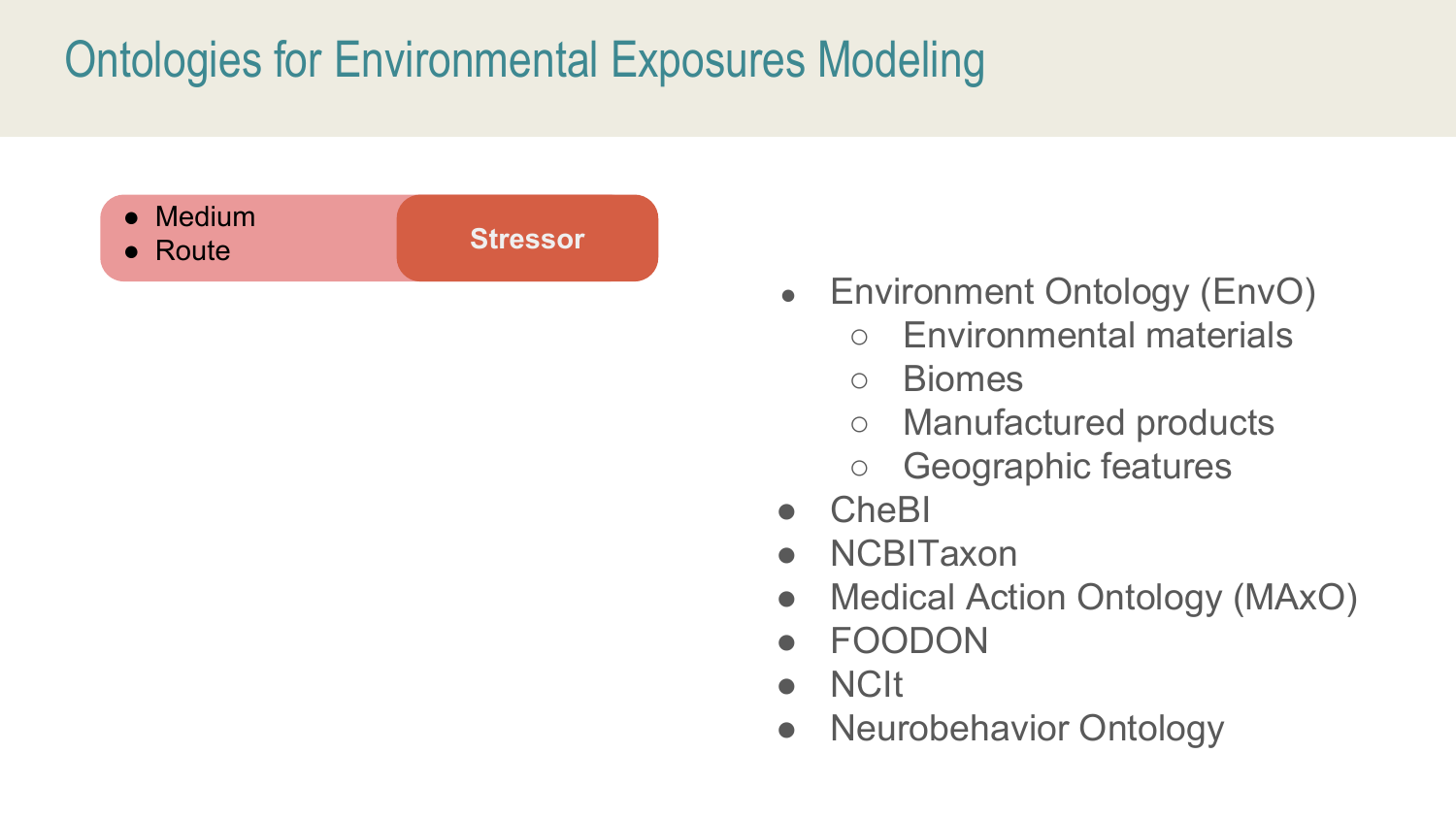# Ontologies for Environmental Exposures Modeling

- Medium
- Route

**Stressor**

- Environment Ontology (EnvO)
  - Environmental materials
  - Biomes
  - Manufactured products
  - Geographic features
- CheBI
- NCBITaxon
- Medical Action Ontology (MAxO)
- FOODON
- NCIt
- Neurobehavior Ontology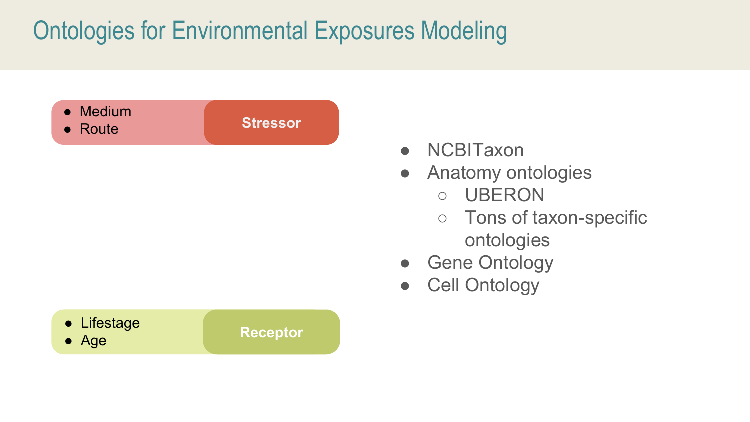# Ontologies for Environmental Exposures Modeling

- Medium
- Route

**Stressor**

- Lifestage
- Age

**Receptor**

- NCBITaxon
- Anatomy ontologies
  - UBERON
  - Tons of taxon-specific ontologies
- Gene Ontology
- Cell Ontology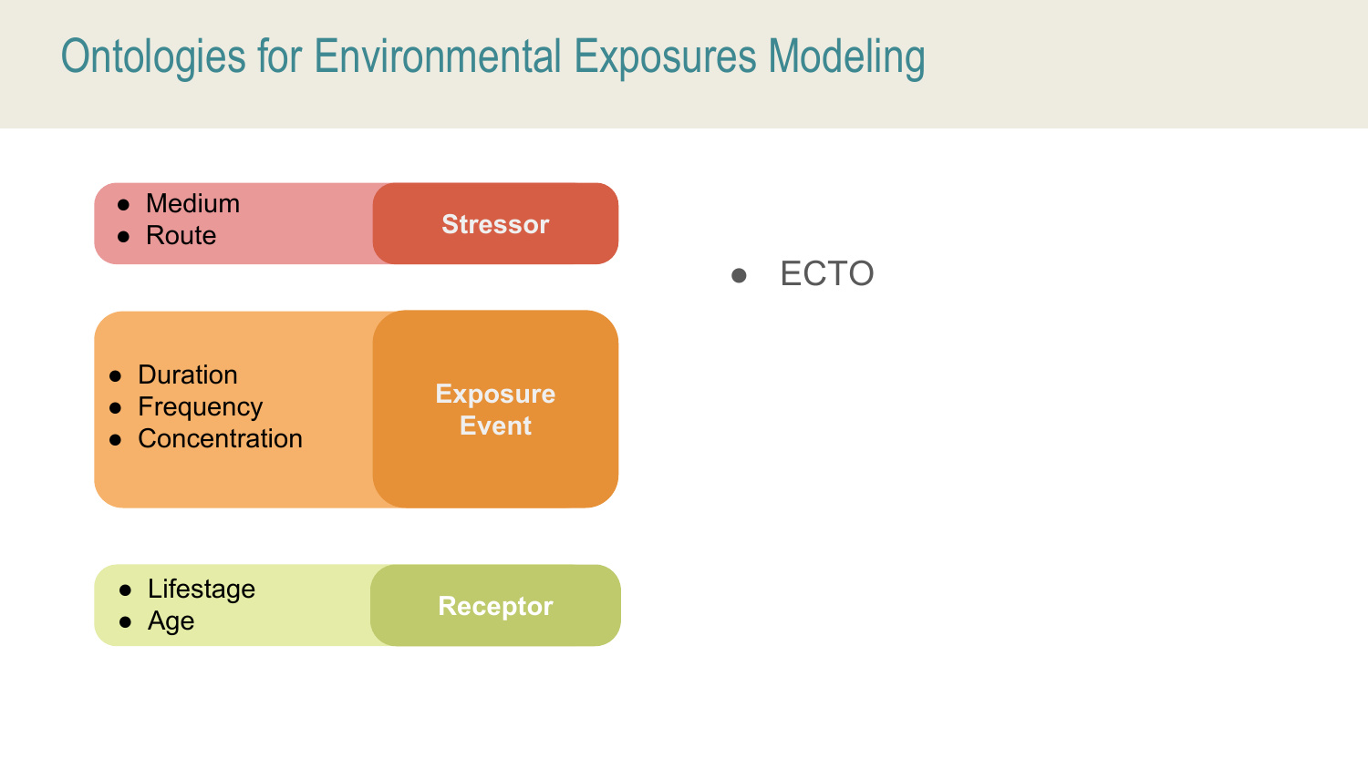# Ontologies for Environmental Exposures Modeling

**Stressor**

- Medium
- Route

**Exposure Event**

- Duration
- Frequency
- Concentration

**Receptor**

- Lifestage
- Age

- ECTO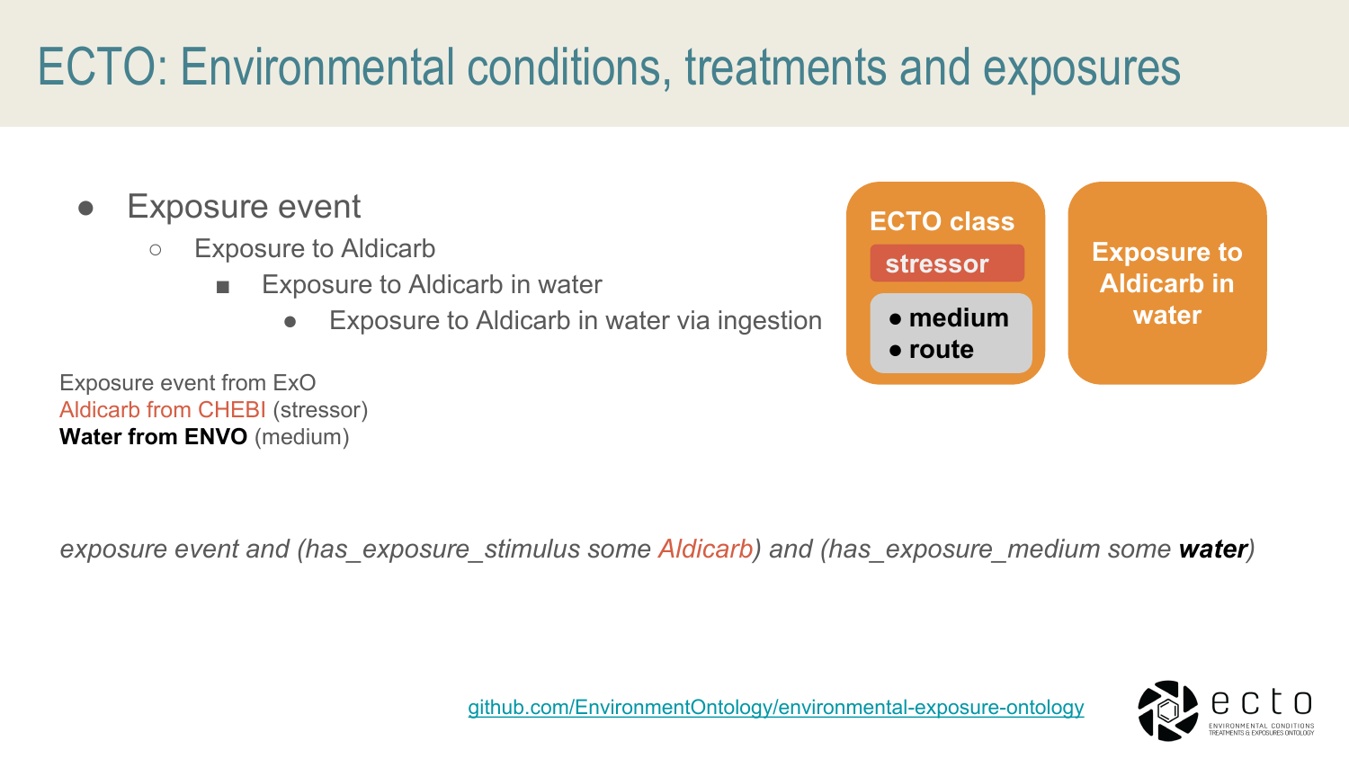# ECTO: Environmental conditions, treatments and exposures

- Exposure event
  - Exposure to Aldicarb
    - Exposure to Aldicarb in water
      - Exposure to Aldicarb in water via ingestion

**ECTO class**

stressor

- **medium**
- **route**

**Exposure to Aldicarb in water**

Exposure event from ExO
Aldicarb from CHEBI (stressor)
**Water from ENVO** (medium)

*exposure event and (has_exposure_stimulus some Aldicarb) and (has_exposure_medium some **water**)*

github.com/EnvironmentOntology/environmental-exposure-ontology

ecto
ENVIRONMENTAL CONDITIONS TREATMENTS & EXPOSURES ONTOLOGY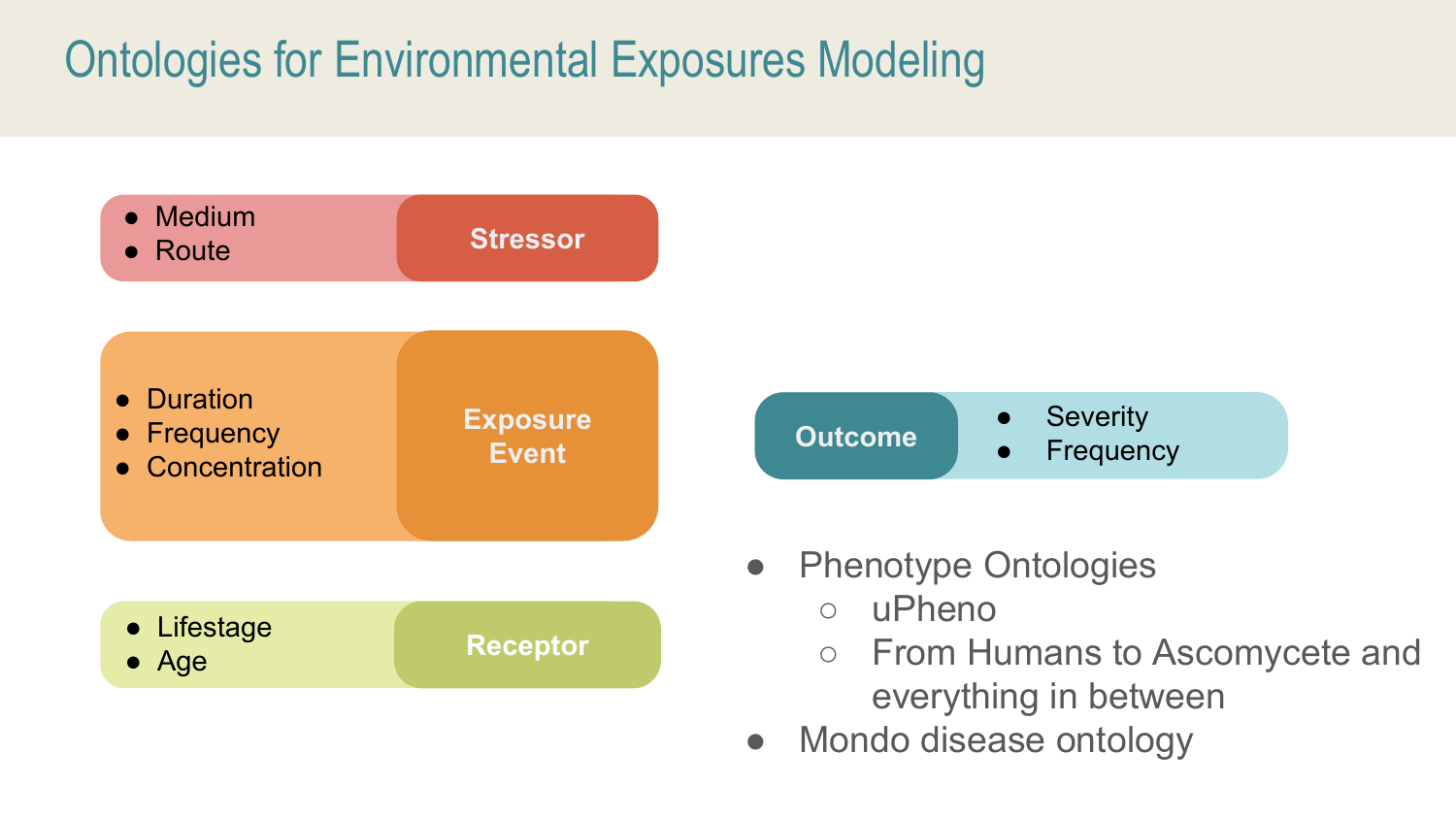# Ontologies for Environmental Exposures Modeling

**Stressor**
- Medium
- Route

**Exposure Event**
- Duration
- Frequency
- Concentration

**Receptor**
- Lifestage
- Age

**Outcome**
- Severity
- Frequency

- Phenotype Ontologies
  - uPheno
  - From Humans to Ascomycete and everything in between
- Mondo disease ontology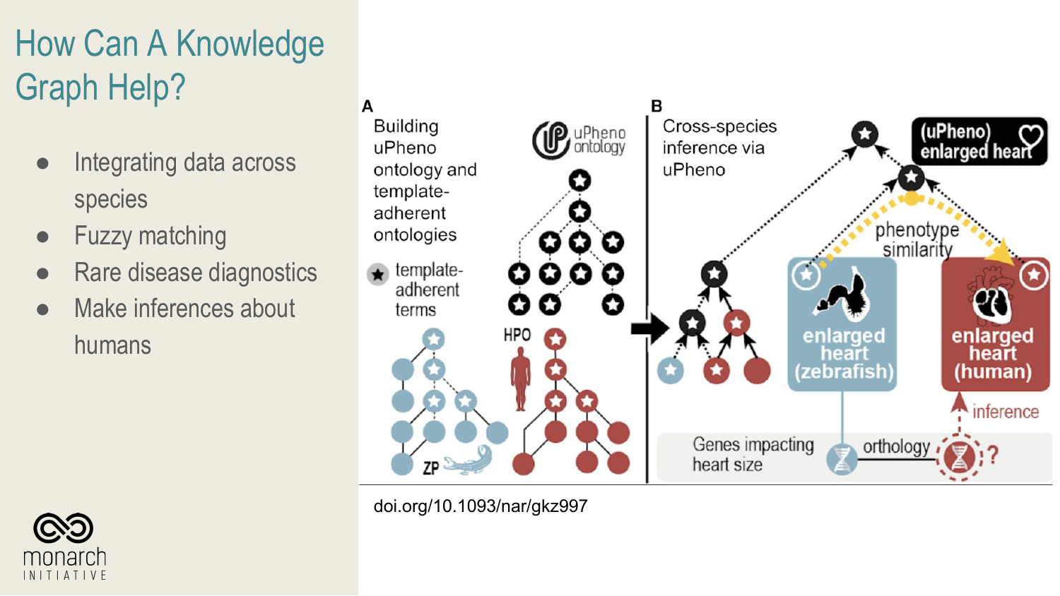# How Can A Knowledge Graph Help?

- Integrating data across species
- Fuzzy matching
- Rare disease diagnostics
- Make inferences about humans

doi.org/10.1093/nar/gkz997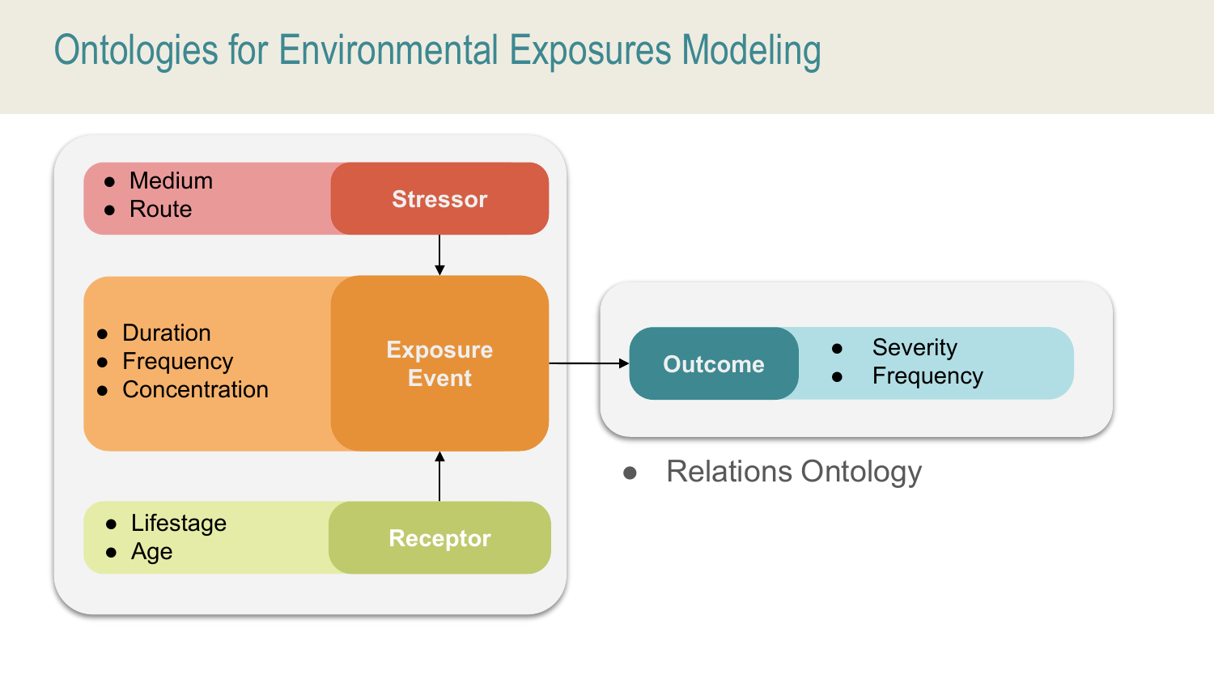# Ontologies for Environmental Exposures Modeling

**Stressor**
- Medium
- Route

**Exposure Event**
- Duration
- Frequency
- Concentration

**Receptor**
- Lifestage
- Age

**Outcome**
- Severity
- Frequency

- Relations Ontology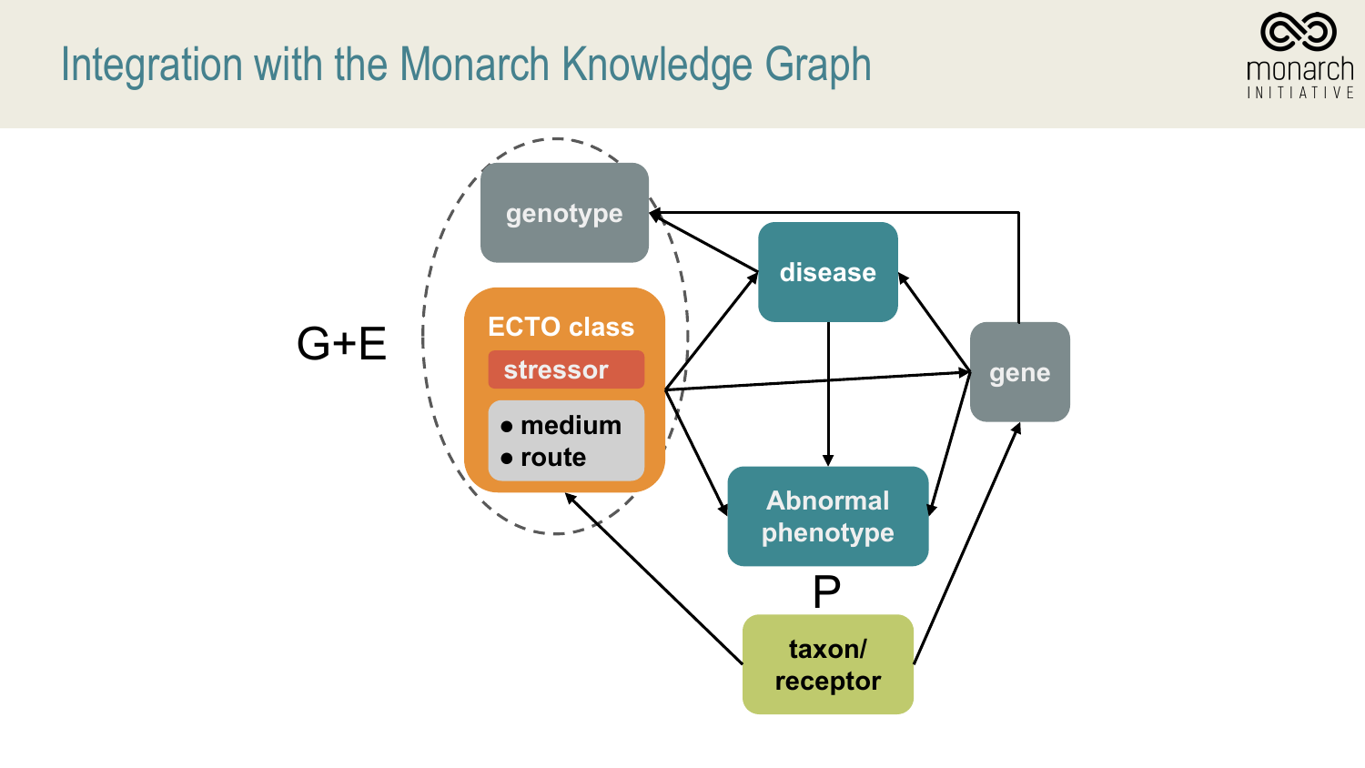# Integration with the Monarch Knowledge Graph

G+E

genotype

ECTO class

stressor

- medium
- route

disease

gene

Abnormal phenotype

P

taxon/ receptor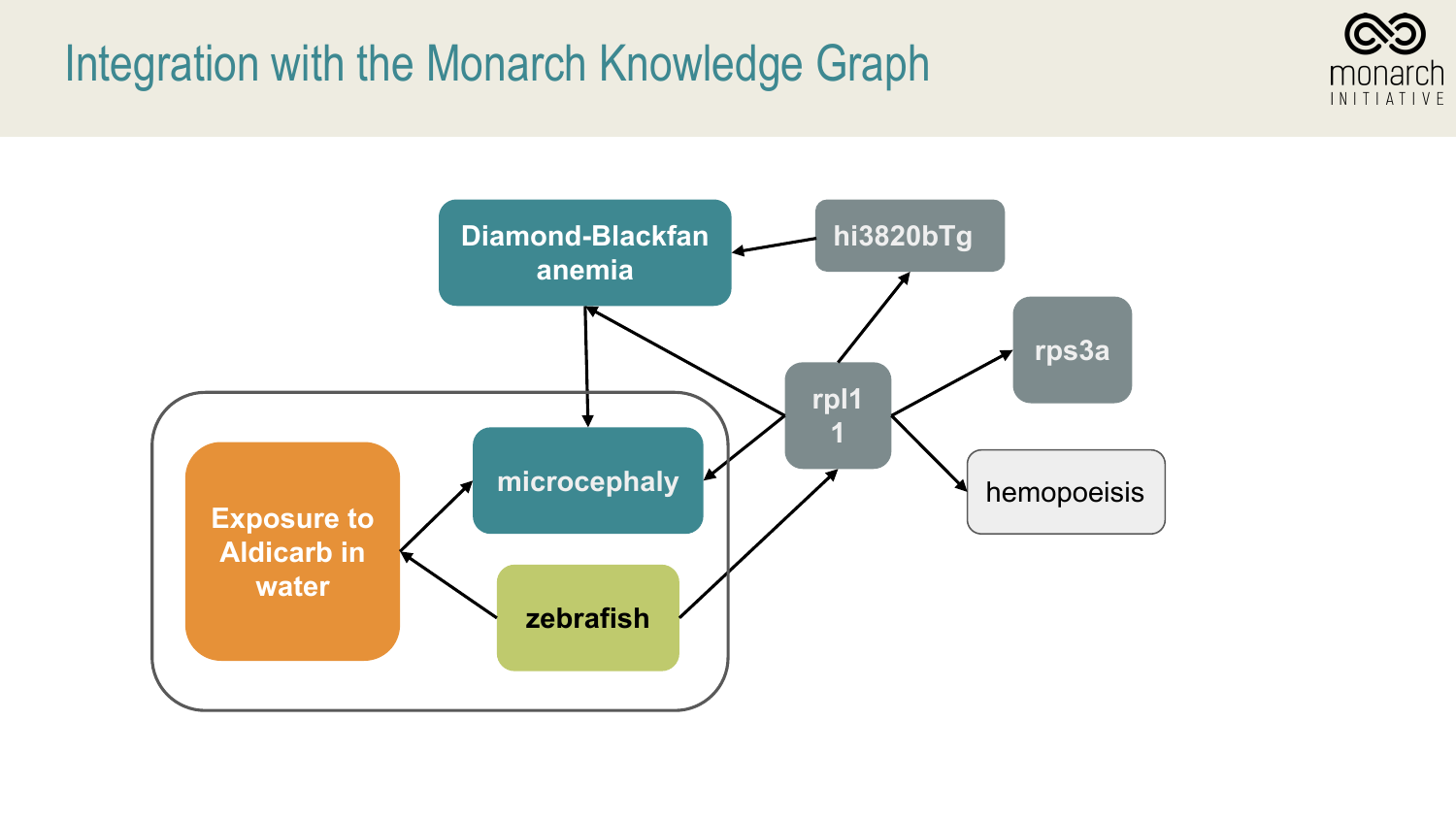# Integration with the Monarch Knowledge Graph

Diamond-Blackfan anemia

hi3820bTg

rps3a

rpl1 1

hemopoeisis

microcephaly

Exposure to Aldicarb in water

zebrafish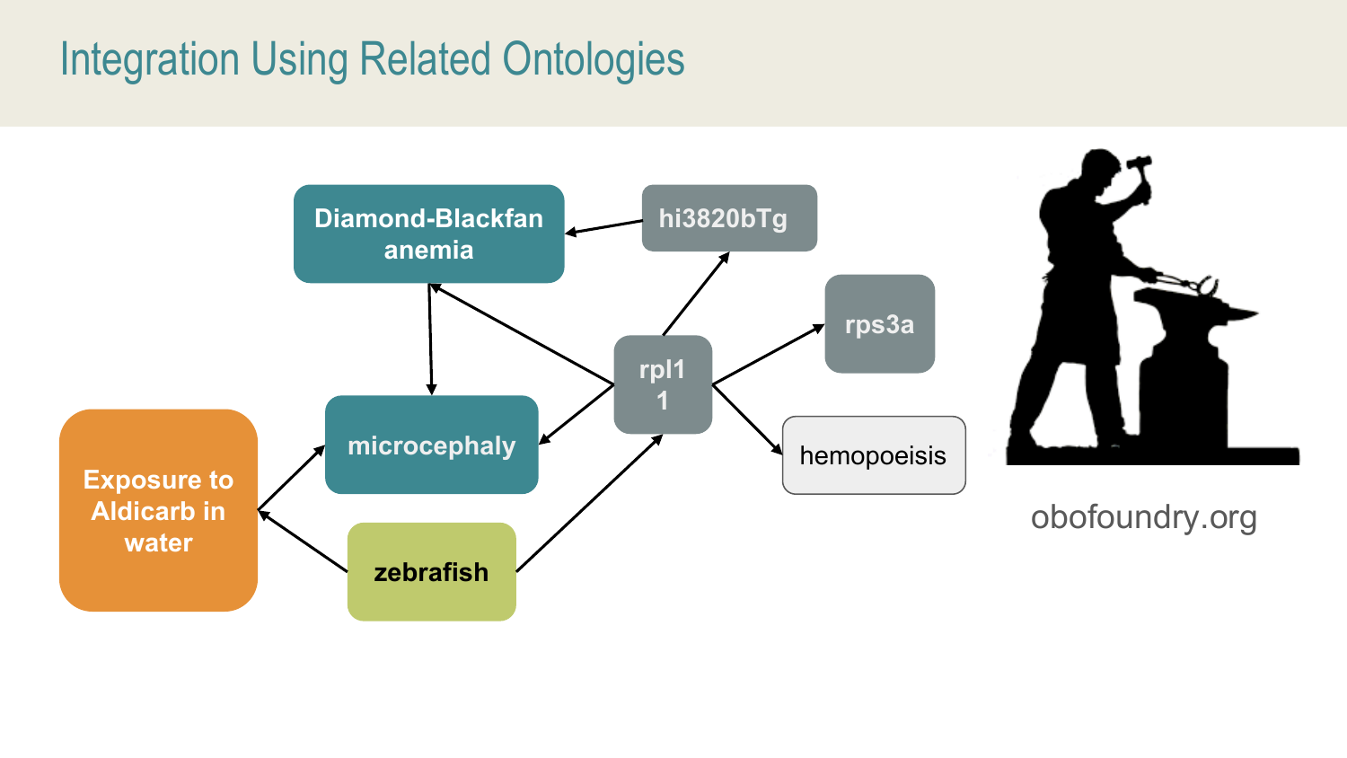# Integration Using Related Ontologies

Diamond-Blackfan anemia

hi3820bTg

rps3a

rpl1 1

microcephaly

hemopoeisis

Exposure to Aldicarb in water

zebrafish

obofoundry.org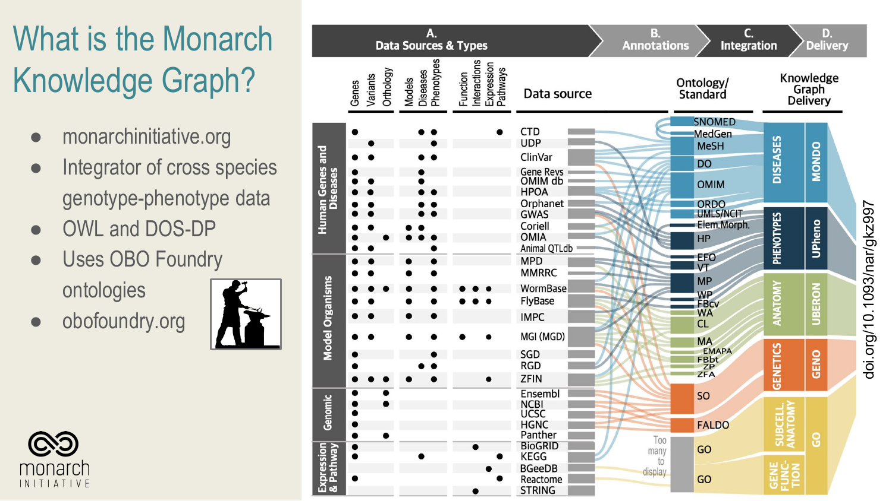# What is the Monarch Knowledge Graph?

- monarchinitiative.org
- Integrator of cross species genotype-phenotype data
- OWL and DOS-DP
- Uses OBO Foundry ontologies
- obofoundry.org

monarch INITIATIVE

doi.org/10.1093/nar/gkz997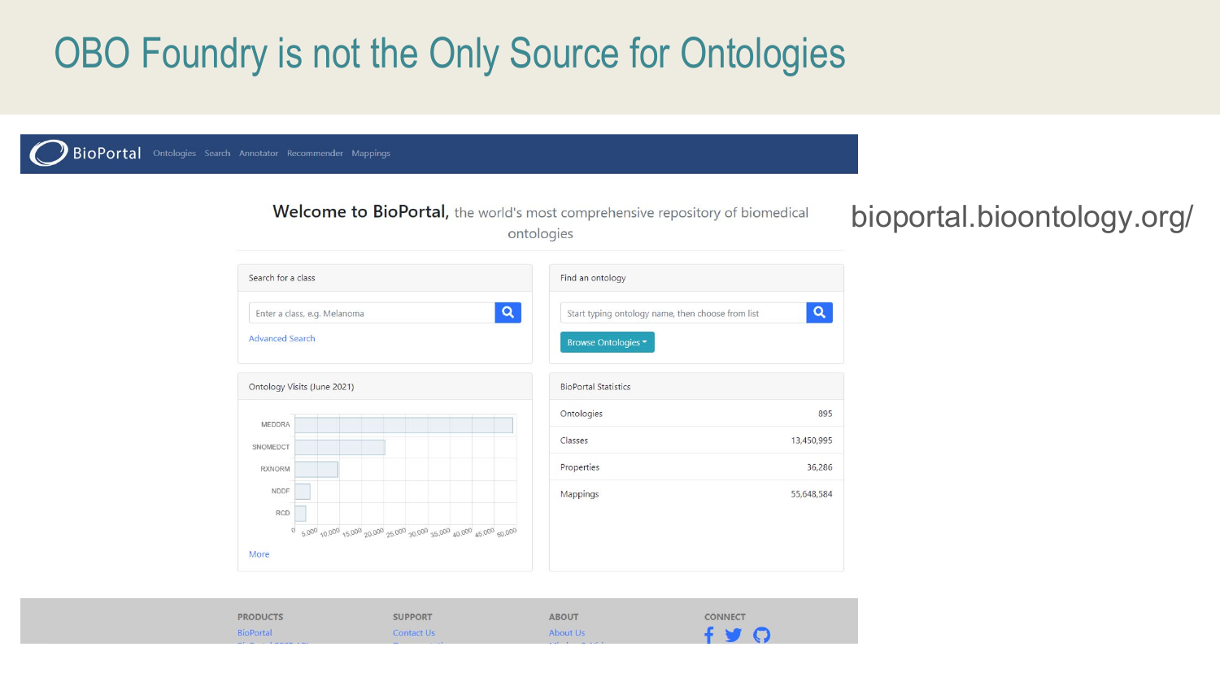# OBO Foundry is not the Only Source for Ontologies

BioPortal   Ontologies   Search   Annotator   Recommender   Mappings

**Welcome to BioPortal,** the world's most comprehensive repository of biomedical ontologies

bioportal.bioontology.org/

Search for a class

Enter a class, e.g. Melanoma

Advanced Search

Find an ontology

Start typing ontology name, then choose from list

Browse Ontologies

Ontology Visits (June 2021)

| Ontology |
|---|
| MEDDRA |
| SNOMEDCT |
| RXNORM |
| NDDF |
| RCD |

0  5,000  10,000  15,000  20,000  25,000  30,000  35,000  40,000  45,000  50,000

More

BioPortal Statistics

| | |
|---|---|
| Ontologies | 895 |
| Classes | 13,450,995 |
| Properties | 36,286 |
| Mappings | 55,648,584 |

PRODUCTS
BioPortal

SUPPORT
Contact Us

ABOUT
About Us

CONNECT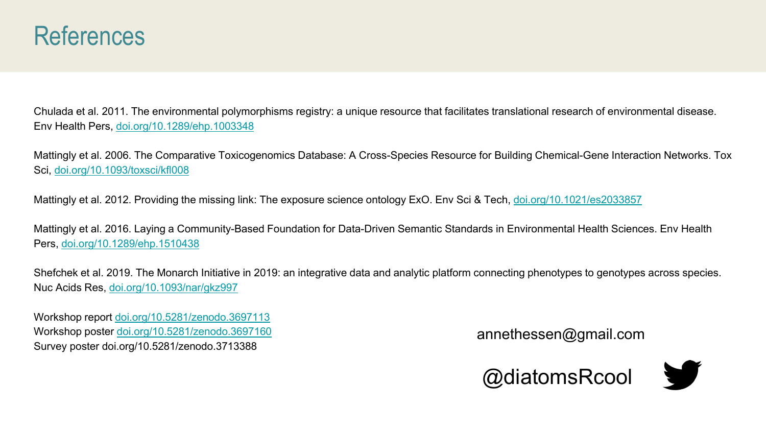# References

Chulada et al. 2011. The environmental polymorphisms registry: a unique resource that facilitates translational research of environmental disease. Env Health Pers, doi.org/10.1289/ehp.1003348

Mattingly et al. 2006. The Comparative Toxicogenomics Database: A Cross-Species Resource for Building Chemical-Gene Interaction Networks. Tox Sci, doi.org/10.1093/toxsci/kfl008

Mattingly et al. 2012. Providing the missing link: The exposure science ontology ExO. Env Sci & Tech, doi.org/10.1021/es2033857

Mattingly et al. 2016. Laying a Community-Based Foundation for Data-Driven Semantic Standards in Environmental Health Sciences. Env Health Pers, doi.org/10.1289/ehp.1510438

Shefchek et al. 2019. The Monarch Initiative in 2019: an integrative data and analytic platform connecting phenotypes to genotypes across species. Nuc Acids Res, doi.org/10.1093/nar/gkz997

Workshop report doi.org/10.5281/zenodo.3697113
Workshop poster doi.org/10.5281/zenodo.3697160
Survey poster doi.org/10.5281/zenodo.3713388

annethessen@gmail.com

@diatomsRcool